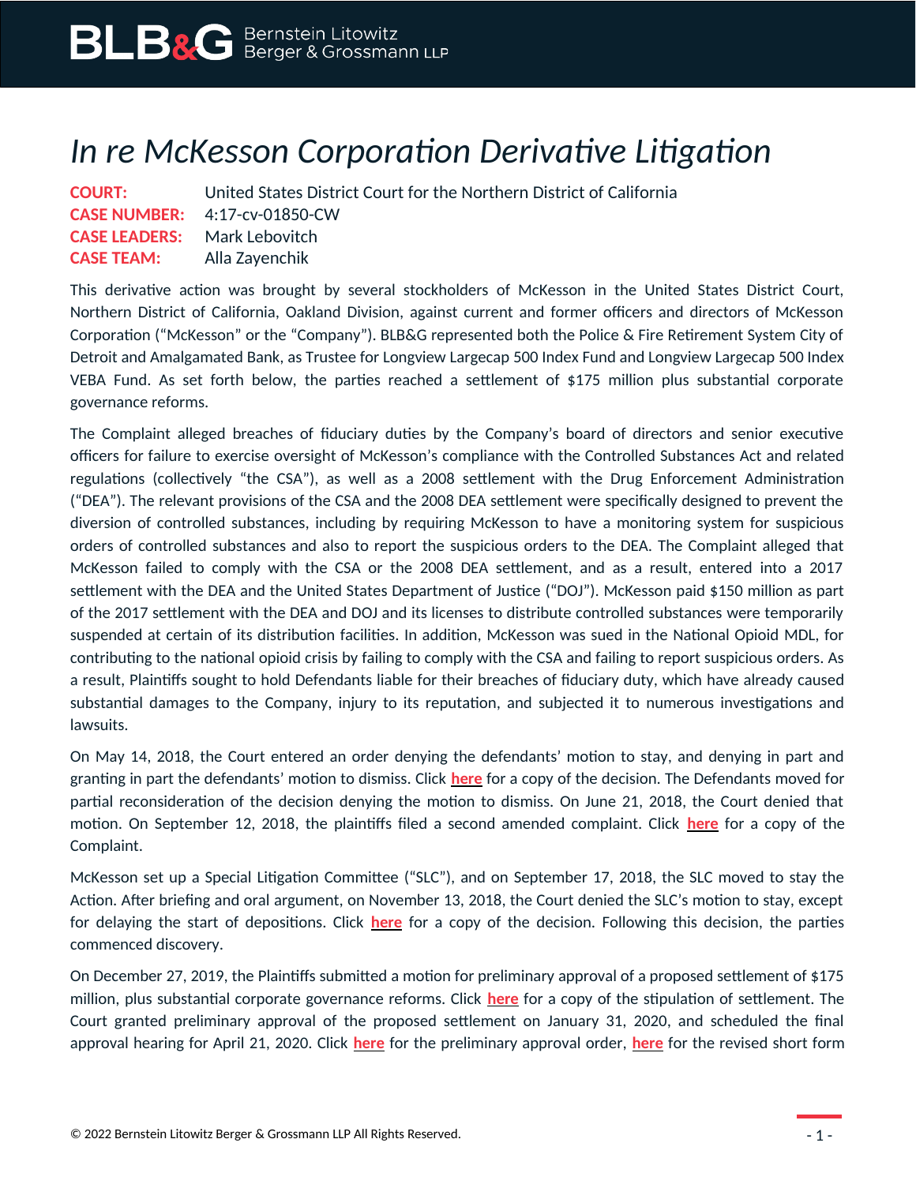# *In re McKesson Corporation Derivative Litigation*

**COURT:** United States District Court for the Northern District of California
**CASE NUMBER:** 4:17-cv-01850-CW
**CASE LEADERS:** Mark Lebovitch
**CASE TEAM:** Alla Zayenchik

This derivative action was brought by several stockholders of McKesson in the United States District Court, Northern District of California, Oakland Division, against current and former officers and directors of McKesson Corporation ("McKesson" or the "Company"). BLB&G represented both the Police & Fire Retirement System City of Detroit and Amalgamated Bank, as Trustee for Longview Largecap 500 Index Fund and Longview Largecap 500 Index VEBA Fund. As set forth below, the parties reached a settlement of $175 million plus substantial corporate governance reforms.

The Complaint alleged breaches of fiduciary duties by the Company's board of directors and senior executive officers for failure to exercise oversight of McKesson's compliance with the Controlled Substances Act and related regulations (collectively "the CSA"), as well as a 2008 settlement with the Drug Enforcement Administration ("DEA"). The relevant provisions of the CSA and the 2008 DEA settlement were specifically designed to prevent the diversion of controlled substances, including by requiring McKesson to have a monitoring system for suspicious orders of controlled substances and also to report the suspicious orders to the DEA. The Complaint alleged that McKesson failed to comply with the CSA or the 2008 DEA settlement, and as a result, entered into a 2017 settlement with the DEA and the United States Department of Justice ("DOJ"). McKesson paid $150 million as part of the 2017 settlement with the DEA and DOJ and its licenses to distribute controlled substances were temporarily suspended at certain of its distribution facilities. In addition, McKesson was sued in the National Opioid MDL, for contributing to the national opioid crisis by failing to comply with the CSA and failing to report suspicious orders. As a result, Plaintiffs sought to hold Defendants liable for their breaches of fiduciary duty, which have already caused substantial damages to the Company, injury to its reputation, and subjected it to numerous investigations and lawsuits.

On May 14, 2018, the Court entered an order denying the defendants' motion to stay, and denying in part and granting in part the defendants' motion to dismiss. Click **here** for a copy of the decision. The Defendants moved for partial reconsideration of the decision denying the motion to dismiss. On June 21, 2018, the Court denied that motion. On September 12, 2018, the plaintiffs filed a second amended complaint. Click **here** for a copy of the Complaint.

McKesson set up a Special Litigation Committee ("SLC"), and on September 17, 2018, the SLC moved to stay the Action. After briefing and oral argument, on November 13, 2018, the Court denied the SLC's motion to stay, except for delaying the start of depositions. Click **here** for a copy of the decision. Following this decision, the parties commenced discovery.

On December 27, 2019, the Plaintiffs submitted a motion for preliminary approval of a proposed settlement of $175 million, plus substantial corporate governance reforms. Click **here** for a copy of the stipulation of settlement. The Court granted preliminary approval of the proposed settlement on January 31, 2020, and scheduled the final approval hearing for April 21, 2020. Click **here** for the preliminary approval order, **here** for the revised short form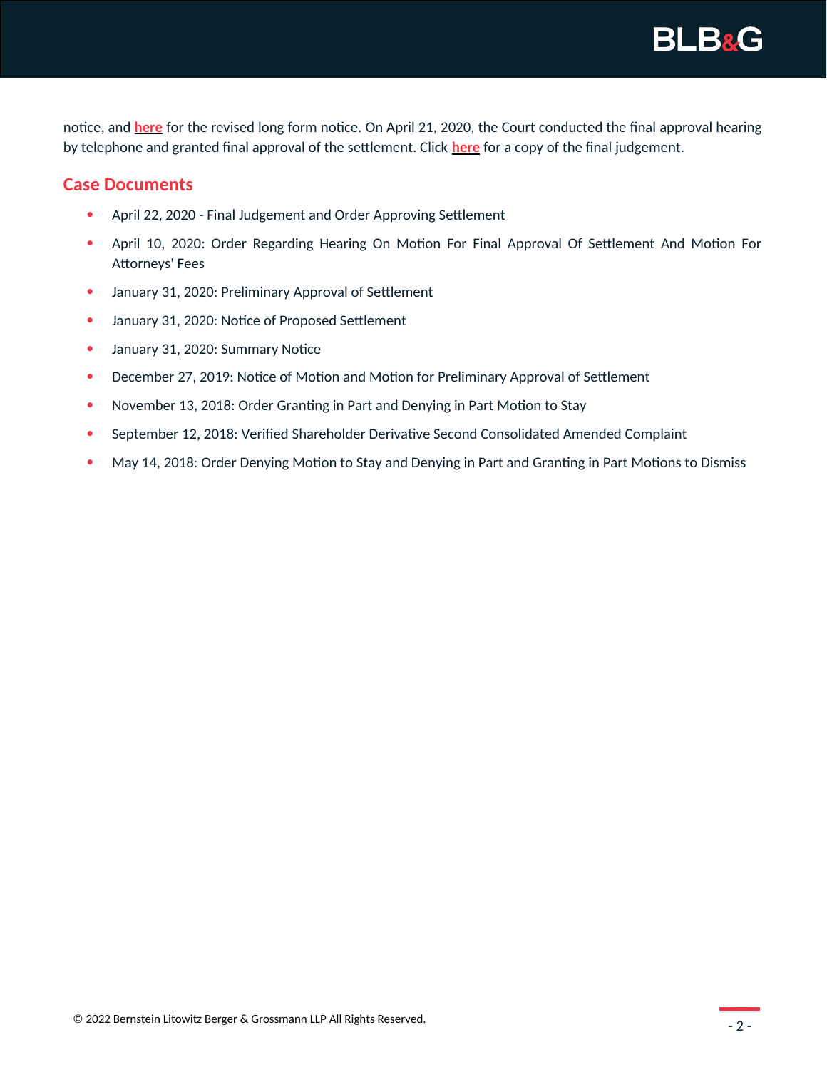notice, and **here** for the revised long form notice. On April 21, 2020, the Court conducted the final approval hearing by telephone and granted final approval of the settlement. Click **here** for a copy of the final judgement.

## Case Documents

- April 22, 2020 - Final Judgement and Order Approving Settlement
- April 10, 2020: Order Regarding Hearing On Motion For Final Approval Of Settlement And Motion For Attorneys' Fees
- January 31, 2020: Preliminary Approval of Settlement
- January 31, 2020: Notice of Proposed Settlement
- January 31, 2020: Summary Notice
- December 27, 2019: Notice of Motion and Motion for Preliminary Approval of Settlement
- November 13, 2018: Order Granting in Part and Denying in Part Motion to Stay
- September 12, 2018: Verified Shareholder Derivative Second Consolidated Amended Complaint
- May 14, 2018: Order Denying Motion to Stay and Denying in Part and Granting in Part Motions to Dismiss